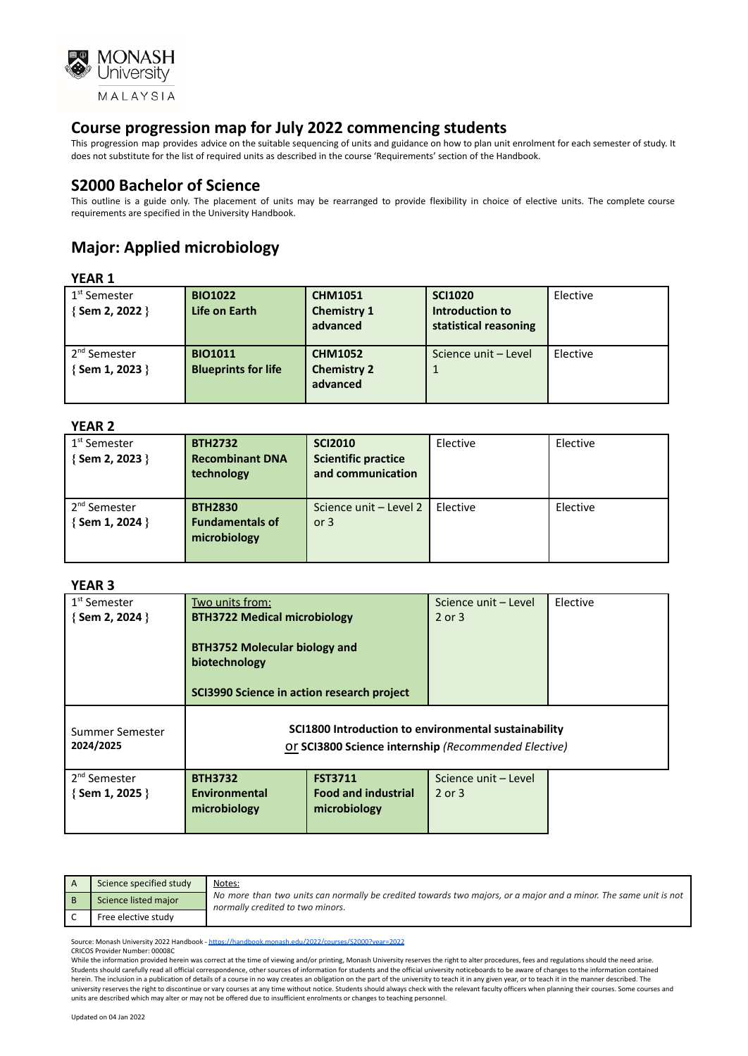## Course progression map for July 2022 commencing students

This progression map provides advice on the suitable sequencing of units and guidance on how to plan unit enrolment for each semester of study. It does not substitute for the list of required units as described in the course 'Requirements' section of the Handbook.

## S2000 Bachelor of Science

This outline is a guide only. The placement of units may be rearranged to provide flexibility in choice of elective units. The complete course requirements are specified in the University Handbook.

## Major: Applied microbiology

### YEAR 1

| | | | | |
|---|---|---|---|---|
| 1st Semester { **Sem 2, 2022** } | **BIO1022 Life on Earth** | **CHM1051 Chemistry 1 advanced** | **SCI1020 Introduction to statistical reasoning** | Elective |
| 2nd Semester { **Sem 1, 2023** } | **BIO1011 Blueprints for life** | **CHM1052 Chemistry 2 advanced** | Science unit – Level 1 | Elective |

### YEAR 2

| | | | | |
|---|---|---|---|---|
| 1st Semester { **Sem 2, 2023** } | **BTH2732 Recombinant DNA technology** | **SCI2010 Scientific practice and communication** | Elective | Elective |
| 2nd Semester { **Sem 1, 2024** } | **BTH2830 Fundamentals of microbiology** | Science unit – Level 2 or 3 | Elective | Elective |

### YEAR 3

| | | | | |
|---|---|---|---|---|
| 1st Semester { **Sem 2, 2024** } | Two units from: **BTH3722 Medical microbiology**<br>**BTH3752 Molecular biology and biotechnology**<br>**SCI3990 Science in action research project** | | Science unit – Level 2 or 3 | Elective |
| Summer Semester **2024/2025** | **SCI1800 Introduction to environmental sustainability** or **SCI3800 Science internship** *(Recommended Elective)* | | | |
| 2nd Semester { **Sem 1, 2025** } | **BTH3732 Environmental microbiology** | **FST3711 Food and industrial microbiology** | Science unit – Level 2 or 3 | |

| | | |
|---|---|---|
| A | Science specified study | Notes: *No more than two units can normally be credited towards two majors, or a major and a minor. The same unit is not normally credited to two minors.* |
| B | Science listed major | |
| C | Free elective study | |

Source: Monash University 2022 Handbook - https://handbook.monash.edu/2022/courses/S2000?year=2022
CRICOS Provider Number: 00008C
While the information provided herein was correct at the time of viewing and/or printing, Monash University reserves the right to alter procedures, fees and regulations should the need arise. Students should carefully read all official correspondence, other sources of information for students and the official university noticeboards to be aware of changes to the information contained herein. The inclusion in a publication of details of a course in no way creates an obligation on the part of the university to teach it in any given year, or to teach it in the manner described. The university reserves the right to discontinue or vary courses at any time without notice. Students should always check with the relevant faculty officers when planning their courses. Some courses and units are described which may alter or may not be offered due to insufficient enrolments or changes to teaching personnel.

Updated on 04 Jan 2022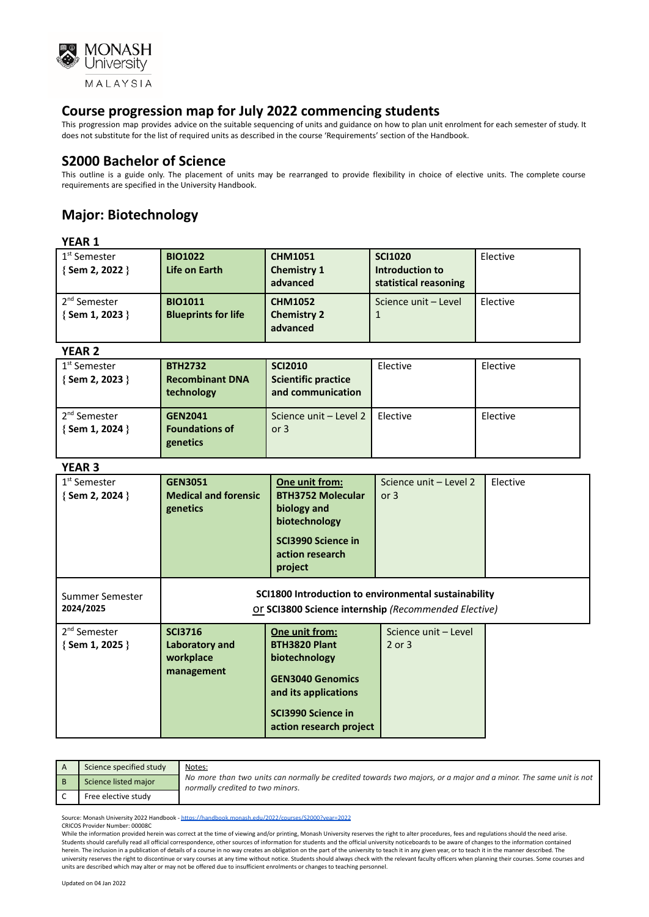# Course progression map for July 2022 commencing students

This progression map provides advice on the suitable sequencing of units and guidance on how to plan unit enrolment for each semester of study. It does not substitute for the list of required units as described in the course 'Requirements' section of the Handbook.

## S2000 Bachelor of Science

This outline is a guide only. The placement of units may be rearranged to provide flexibility in choice of elective units. The complete course requirements are specified in the University Handbook.

## Major: Biotechnology

### YEAR 1

| | | | | |
|---|---|---|---|---|
| 1st Semester { **Sem 2, 2022** } | **BIO1022 Life on Earth** | **CHM1051 Chemistry 1 advanced** | **SCI1020 Introduction to statistical reasoning** | Elective |
| 2nd Semester { **Sem 1, 2023** } | **BIO1011 Blueprints for life** | **CHM1052 Chemistry 2 advanced** | Science unit – Level 1 | Elective |

### YEAR 2

| | | | | |
|---|---|---|---|---|
| 1st Semester { **Sem 2, 2023** } | **BTH2732 Recombinant DNA technology** | **SCI2010 Scientific practice and communication** | Elective | Elective |
| 2nd Semester { **Sem 1, 2024** } | **GEN2041 Foundations of genetics** | Science unit – Level 2 or 3 | Elective | Elective |

### YEAR 3

| | | | | |
|---|---|---|---|---|
| 1st Semester { **Sem 2, 2024** } | **GEN3051 Medical and forensic genetics** | **One unit from:** **BTH3752 Molecular biology and biotechnology**; **SCI3990 Science in action research project** | Science unit – Level 2 or 3 | Elective |
| Summer Semester **2024/2025** | **SCI1800 Introduction to environmental sustainability** or **SCI3800 Science internship** *(Recommended Elective)* | | | |
| 2nd Semester { **Sem 1, 2025** } | **SCI3716 Laboratory and workplace management** | **One unit from:** **BTH3820 Plant biotechnology**; **GEN3040 Genomics and its applications**; **SCI3990 Science in action research project** | Science unit – Level 2 or 3 | |

| | | |
|---|---|---|
| A | Science specified study | Notes: *No more than two units can normally be credited towards two majors, or a major and a minor. The same unit is not normally credited to two minors.* |
| B | Science listed major | |
| C | Free elective study | |

Source: Monash University 2022 Handbook - https://handbook.monash.edu/2022/courses/S2000?year=2022
CRICOS Provider Number: 00008C
While the information provided herein was correct at the time of viewing and/or printing, Monash University reserves the right to alter procedures, fees and regulations should the need arise. Students should carefully read all official correspondence, other sources of information for students and the official university noticeboards to be aware of changes to the information contained herein. The inclusion in a publication of details of a course in no way creates an obligation on the part of the university to teach it in any given year, or to teach it in the manner described. The university reserves the right to discontinue or vary courses at any time without notice. Students should always check with the relevant faculty officers when planning their courses. Some courses and units are described which may alter or may not be offered due to insufficient enrolments or changes to teaching personnel.

Updated on 04 Jan 2022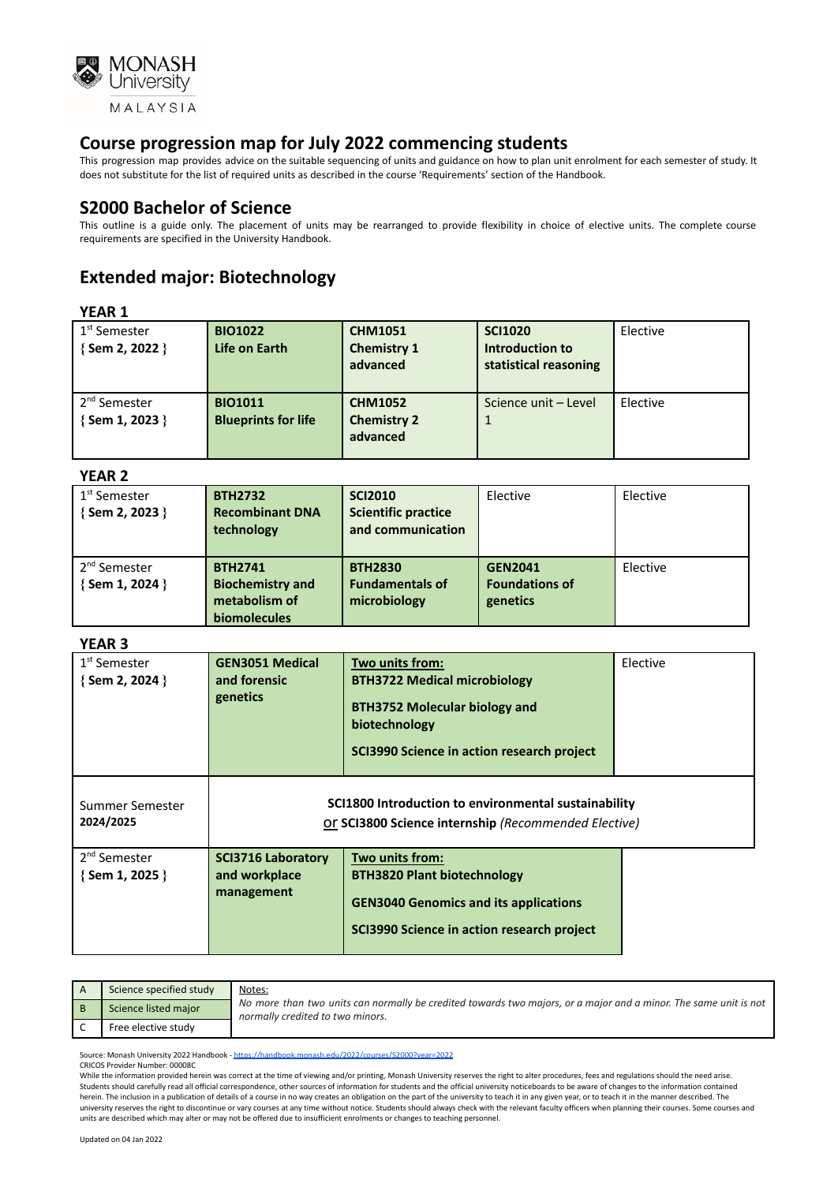# Course progression map for July 2022 commencing students

This progression map provides advice on the suitable sequencing of units and guidance on how to plan unit enrolment for each semester of study. It does not substitute for the list of required units as described in the course 'Requirements' section of the Handbook.

## S2000 Bachelor of Science

This outline is a guide only. The placement of units may be rearranged to provide flexibility in choice of elective units. The complete course requirements are specified in the University Handbook.

## Extended major: Biotechnology

### YEAR 1

| | | | | |
|---|---|---|---|---|
| 1st Semester { **Sem 2, 2022** } | **BIO1022 Life on Earth** | **CHM1051 Chemistry 1 advanced** | **SCI1020 Introduction to statistical reasoning** | Elective |
| 2nd Semester { **Sem 1, 2023** } | **BIO1011 Blueprints for life** | **CHM1052 Chemistry 2 advanced** | Science unit – Level 1 | Elective |

### YEAR 2

| | | | | |
|---|---|---|---|---|
| 1st Semester { **Sem 2, 2023** } | **BTH2732 Recombinant DNA technology** | **SCI2010 Scientific practice and communication** | Elective | Elective |
| 2nd Semester { **Sem 1, 2024** } | **BTH2741 Biochemistry and metabolism of biomolecules** | **BTH2830 Fundamentals of microbiology** | **GEN2041 Foundations of genetics** | Elective |

### YEAR 3

| | | | |
|---|---|---|---|
| 1st Semester { **Sem 2, 2024** } | **GEN3051 Medical and forensic genetics** | **Two units from:** **BTH3722 Medical microbiology** **BTH3752 Molecular biology and biotechnology** **SCI3990 Science in action research project** | Elective |
| Summer Semester **2024/2025** | **SCI1800 Introduction to environmental sustainability** or **SCI3800 Science internship** *(Recommended Elective)* | | |
| 2nd Semester { **Sem 1, 2025** } | **SCI3716 Laboratory and workplace management** | **Two units from:** **BTH3820 Plant biotechnology** **GEN3040 Genomics and its applications** **SCI3990 Science in action research project** | |

| | | |
|---|---|---|
| A | Science specified study | Notes: *No more than two units can normally be credited towards two majors, or a major and a minor. The same unit is not normally credited to two minors.* |
| B | Science listed major | |
| C | Free elective study | |

Source: Monash University 2022 Handbook - https://handbook.monash.edu/2022/courses/S2000?year=2022

CRICOS Provider Number: 00008C

While the information provided herein was correct at the time of viewing and/or printing, Monash University reserves the right to alter procedures, fees and regulations should the need arise. Students should carefully read all official correspondence, other sources of information for students and the official university noticeboards to be aware of changes to the information contained herein. The inclusion in a publication of details of a course in no way creates an obligation on the part of the university to teach it in any given year, or to teach it in the manner described. The university reserves the right to discontinue or vary courses at any time without notice. Students should always check with the relevant faculty officers when planning their courses. Some courses and units are described which may alter or may not be offered due to insufficient enrolments or changes to teaching personnel.

Updated on 04 Jan 2022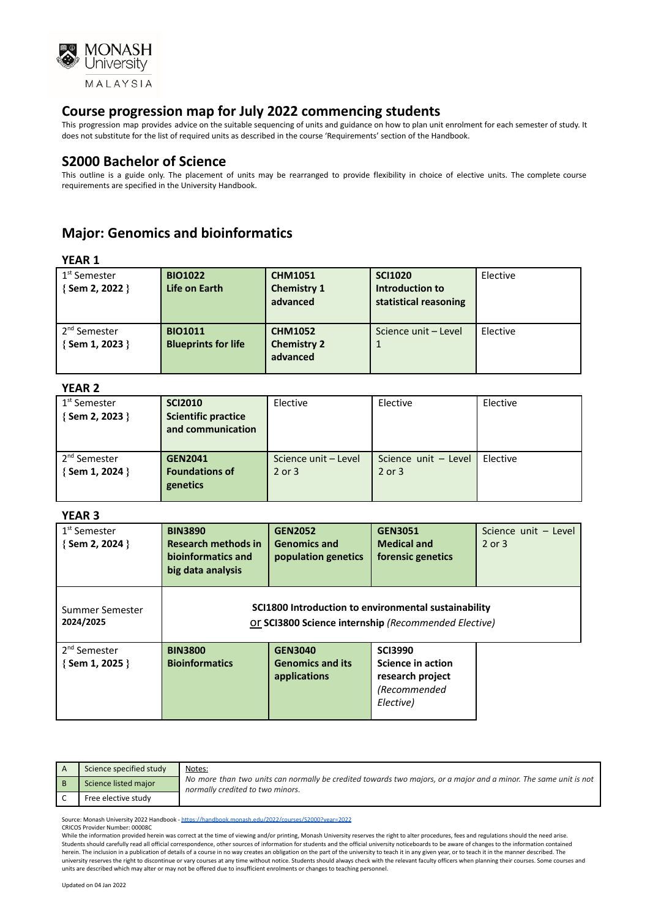## Course progression map for July 2022 commencing students

This progression map provides advice on the suitable sequencing of units and guidance on how to plan unit enrolment for each semester of study. It does not substitute for the list of required units as described in the course 'Requirements' section of the Handbook.

## S2000 Bachelor of Science

This outline is a guide only. The placement of units may be rearranged to provide flexibility in choice of elective units. The complete course requirements are specified in the University Handbook.

## Major: Genomics and bioinformatics

### YEAR 1

| Semester | | | | |
|---|---|---|---|---|
| 1st Semester { **Sem 2, 2022** } | **BIO1022 Life on Earth** | **CHM1051 Chemistry 1 advanced** | **SCI1020 Introduction to statistical reasoning** | Elective |
| 2nd Semester { **Sem 1, 2023** } | **BIO1011 Blueprints for life** | **CHM1052 Chemistry 2 advanced** | Science unit – Level 1 | Elective |

### YEAR 2

| Semester | | | | |
|---|---|---|---|---|
| 1st Semester { **Sem 2, 2023** } | **SCI2010 Scientific practice and communication** | Elective | Elective | Elective |
| 2nd Semester { **Sem 1, 2024** } | **GEN2041 Foundations of genetics** | Science unit – Level 2 or 3 | Science unit – Level 2 or 3 | Elective |

### YEAR 3

| Semester | | | | |
|---|---|---|---|---|
| 1st Semester { **Sem 2, 2024** } | **BIN3890 Research methods in bioinformatics and big data analysis** | **GEN2052 Genomics and population genetics** | **GEN3051 Medical and forensic genetics** | Science unit – Level 2 or 3 |
| Summer Semester **2024/2025** | **SCI1800 Introduction to environmental sustainability** or **SCI3800 Science internship** *(Recommended Elective)* | | | |
| 2nd Semester { **Sem 1, 2025** } | **BIN3800 Bioinformatics** | **GEN3040 Genomics and its applications** | **SCI3990 Science in action research project** *(Recommended Elective)* | |

| Key | | Notes: |
|---|---|---|
| A | Science specified study | *No more than two units can normally be credited towards two majors, or a major and a minor. The same unit is not normally credited to two minors.* |
| B | Science listed major | |
| C | Free elective study | |

Source: Monash University 2022 Handbook - https://handbook.monash.edu/2022/courses/S2000?year=2022
CRICOS Provider Number: 00008C
While the information provided herein was correct at the time of viewing and/or printing, Monash University reserves the right to alter procedures, fees and regulations should the need arise. Students should carefully read all official correspondence, other sources of information for students and the official university noticeboards to be aware of changes to the information contained herein. The inclusion in a publication of details of a course in no way creates an obligation on the part of the university to teach it in any given year, or to teach it in the manner described. The university reserves the right to discontinue or vary courses at any time without notice. Students should always check with the relevant faculty officers when planning their courses. Some courses and units are described which may alter or may not be offered due to insufficient enrolments or changes to teaching personnel.

Updated on 04 Jan 2022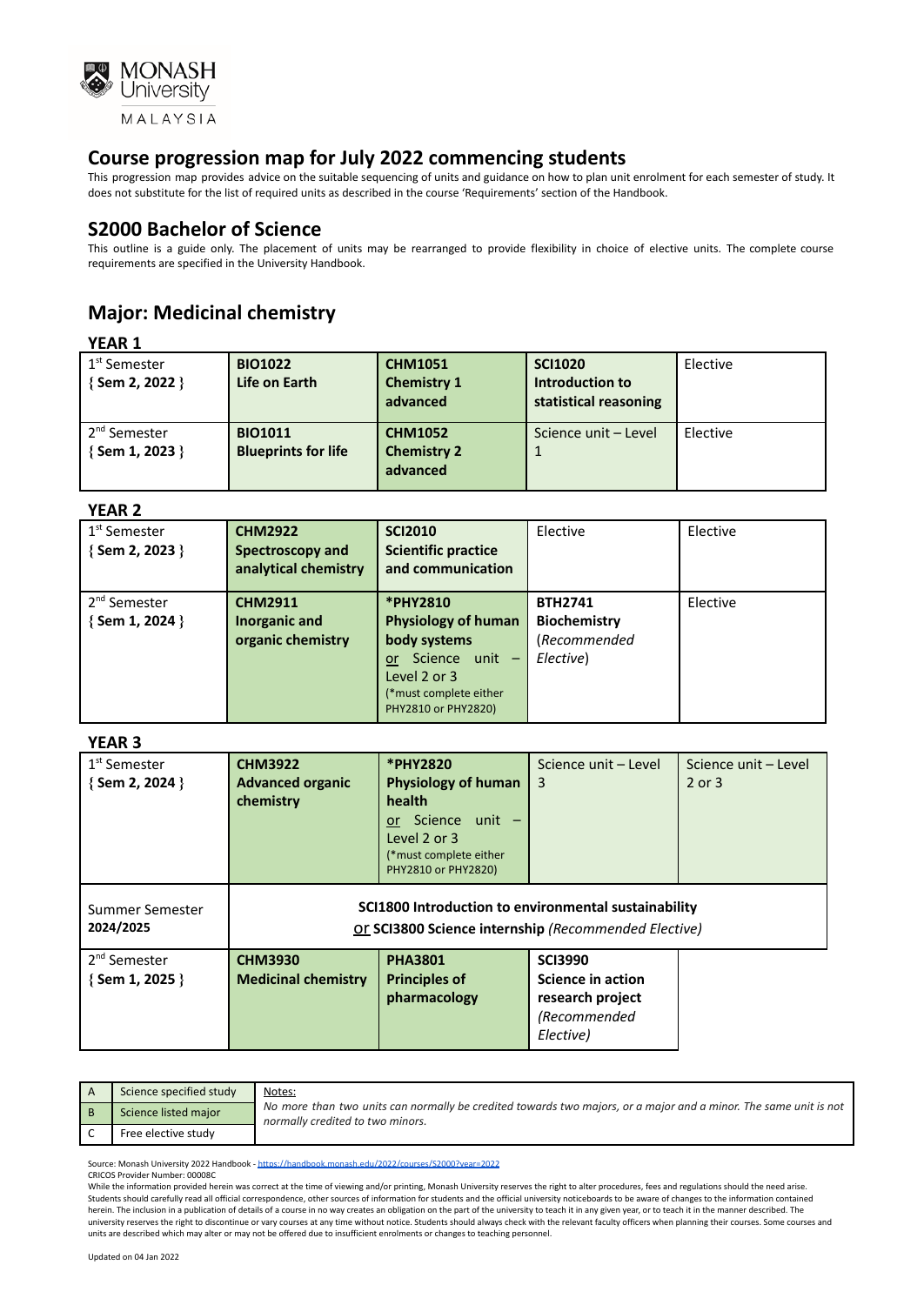## Course progression map for July 2022 commencing students

This progression map provides advice on the suitable sequencing of units and guidance on how to plan unit enrolment for each semester of study. It does not substitute for the list of required units as described in the course 'Requirements' section of the Handbook.

## S2000 Bachelor of Science

This outline is a guide only. The placement of units may be rearranged to provide flexibility in choice of elective units. The complete course requirements are specified in the University Handbook.

## Major: Medicinal chemistry

### YEAR 1

| | | | | |
|---|---|---|---|---|
| 1st Semester { **Sem 2, 2022** } | **BIO1022** **Life on Earth** | **CHM1051** **Chemistry 1 advanced** | **SCI1020** **Introduction to statistical reasoning** | Elective |
| 2nd Semester { **Sem 1, 2023** } | **BIO1011** **Blueprints for life** | **CHM1052** **Chemistry 2 advanced** | Science unit – Level 1 | Elective |

### YEAR 2

| | | | | |
|---|---|---|---|---|
| 1st Semester { **Sem 2, 2023** } | **CHM2922** **Spectroscopy and analytical chemistry** | **SCI2010** **Scientific practice and communication** | Elective | Elective |
| 2nd Semester { **Sem 1, 2024** } | **CHM2911** **Inorganic and organic chemistry** | ***PHY2810** **Physiology of human body systems** or Science unit – Level 2 or 3 (*must complete either PHY2810 or PHY2820) | **BTH2741** **Biochemistry** (*Recommended Elective*) | Elective |

### YEAR 3

| | | | | |
|---|---|---|---|---|
| 1st Semester { **Sem 2, 2024** } | **CHM3922** **Advanced organic chemistry** | ***PHY2820** **Physiology of human health** or Science unit – Level 2 or 3 (*must complete either PHY2810 or PHY2820) | Science unit – Level 3 | Science unit – Level 2 or 3 |
| Summer Semester 2024/2025 | **SCI1800 Introduction to environmental sustainability** or **SCI3800 Science internship** (*Recommended Elective*) | | | |
| 2nd Semester { **Sem 1, 2025** } | **CHM3930** **Medicinal chemistry** | **PHA3801** **Principles of pharmacology** | **SCI3990** **Science in action research project** (*Recommended Elective*) | |

| | | |
|---|---|---|
| A | Science specified study | Notes: *No more than two units can normally be credited towards two majors, or a major and a minor. The same unit is not normally credited to two minors.* |
| B | Science listed major | |
| C | Free elective study | |

Source: Monash University 2022 Handbook - https://handbook.monash.edu/2022/courses/S2000?year=2022
CRICOS Provider Number: 00008C
While the information provided herein was correct at the time of viewing and/or printing, Monash University reserves the right to alter procedures, fees and regulations should the need arise. Students should carefully read all official correspondence, other sources of information for students and the official university noticeboards to be aware of changes to the information contained herein. The inclusion in a publication of details of a course in no way creates an obligation on the part of the university to teach it in any given year, or to teach it in the manner described. The university reserves the right to discontinue or vary courses at any time without notice. Students should always check with the relevant faculty officers when planning their courses. Some courses and units are described which may alter or may not be offered due to insufficient enrolments or changes to teaching personnel.

Updated on 04 Jan 2022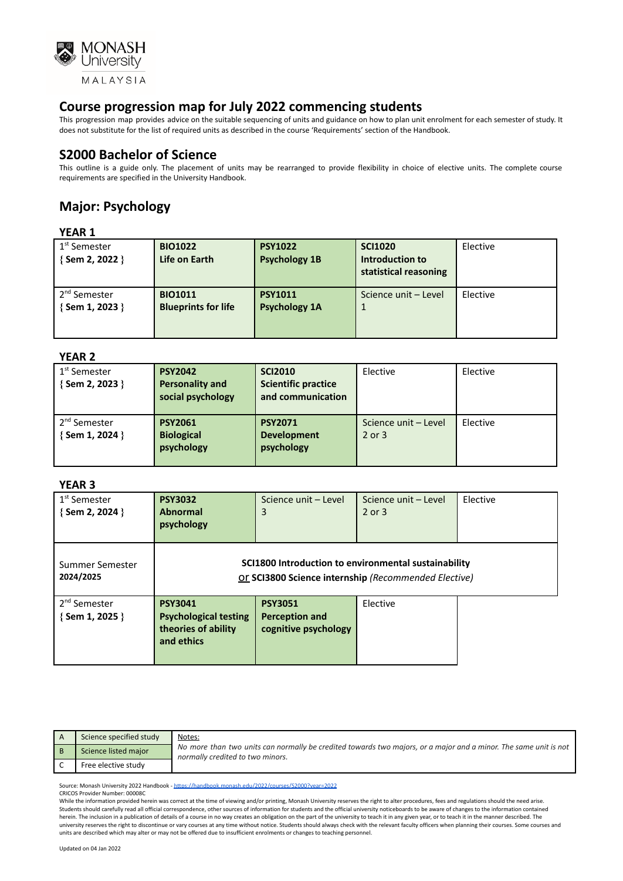MONASH University MALAYSIA

## Course progression map for July 2022 commencing students

This progression map provides advice on the suitable sequencing of units and guidance on how to plan unit enrolment for each semester of study. It does not substitute for the list of required units as described in the course 'Requirements' section of the Handbook.

## S2000 Bachelor of Science

This outline is a guide only. The placement of units may be rearranged to provide flexibility in choice of elective units. The complete course requirements are specified in the University Handbook.

## Major: Psychology

### YEAR 1

| Semester | Unit 1 | Unit 2 | Unit 3 | Unit 4 |
|---|---|---|---|---|
| 1st Semester { **Sem 2, 2022** } | **BIO1022 Life on Earth** | **PSY1022 Psychology 1B** | **SCI1020 Introduction to statistical reasoning** | Elective |
| 2nd Semester { **Sem 1, 2023** } | **BIO1011 Blueprints for life** | **PSY1011 Psychology 1A** | Science unit – Level 1 | Elective |

### YEAR 2

| Semester | Unit 1 | Unit 2 | Unit 3 | Unit 4 |
|---|---|---|---|---|
| 1st Semester { **Sem 2, 2023** } | **PSY2042 Personality and social psychology** | **SCI2010 Scientific practice and communication** | Elective | Elective |
| 2nd Semester { **Sem 1, 2024** } | **PSY2061 Biological psychology** | **PSY2071 Development psychology** | Science unit – Level 2 or 3 | Elective |

### YEAR 3

| Semester | Unit 1 | Unit 2 | Unit 3 | Unit 4 |
|---|---|---|---|---|
| 1st Semester { **Sem 2, 2024** } | **PSY3032 Abnormal psychology** | Science unit – Level 3 | Science unit – Level 2 or 3 | Elective |
| Summer Semester **2024/2025** | **SCI1800 Introduction to environmental sustainability** or **SCI3800 Science internship** *(Recommended Elective)* | | | |
| 2nd Semester { **Sem 1, 2025** } | **PSY3041 Psychological testing theories of ability and ethics** | **PSY3051 Perception and cognitive psychology** | Elective | |

| | | Notes: |
|---|---|---|
| A | Science specified study | *No more than two units can normally be credited towards two majors, or a major and a minor. The same unit is not normally credited to two minors.* |
| B | Science listed major | |
| C | Free elective study | |

Source: Monash University 2022 Handbook - https://handbook.monash.edu/2022/courses/S2000?year=2022
CRICOS Provider Number: 00008C
While the information provided herein was correct at the time of viewing and/or printing, Monash University reserves the right to alter procedures, fees and regulations should the need arise. Students should carefully read all official correspondence, other sources of information for students and the official university noticeboards to be aware of changes to the information contained herein. The inclusion in a publication of details of a course in no way creates an obligation on the part of the university to teach it in any given year, or to teach it in the manner described. The university reserves the right to discontinue or vary courses at any time without notice. Students should always check with the relevant faculty officers when planning their courses. Some courses and units are described which may alter or may not be offered due to insufficient enrolments or changes to teaching personnel.

Updated on 04 Jan 2022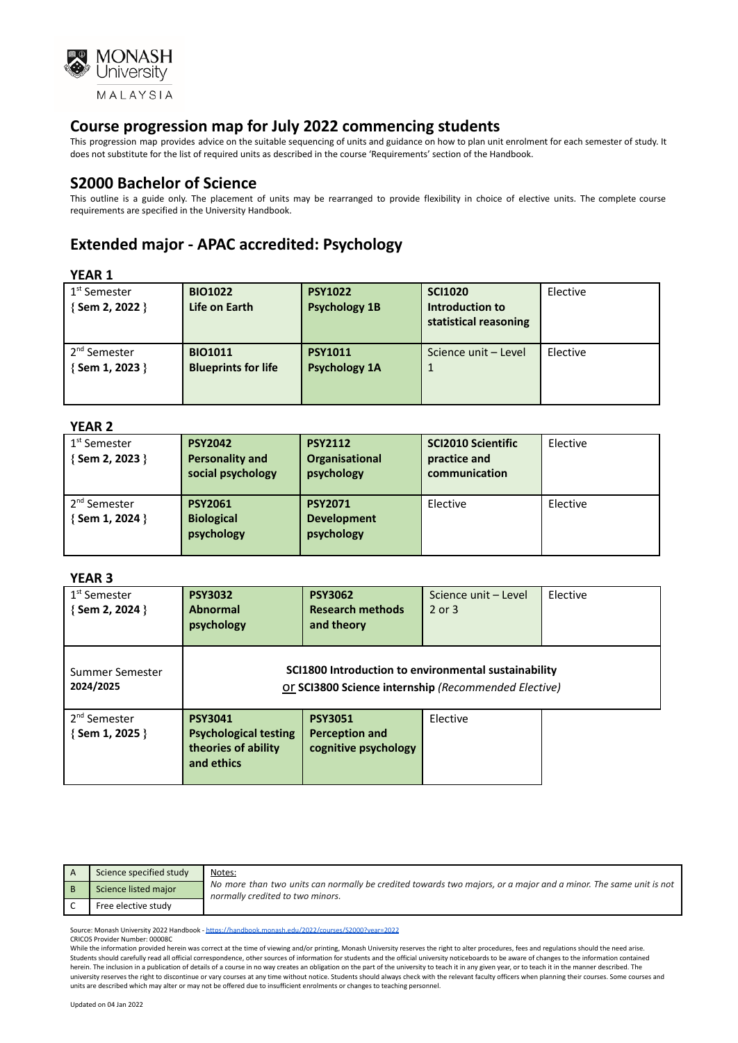# Course progression map for July 2022 commencing students

This progression map provides advice on the suitable sequencing of units and guidance on how to plan unit enrolment for each semester of study. It does not substitute for the list of required units as described in the course 'Requirements' section of the Handbook.

## S2000 Bachelor of Science

This outline is a guide only. The placement of units may be rearranged to provide flexibility in choice of elective units. The complete course requirements are specified in the University Handbook.

## Extended major - APAC accredited: Psychology

### YEAR 1

| | | | | |
|---|---|---|---|---|
| 1st Semester { **Sem 2, 2022** } | **BIO1022 Life on Earth** | **PSY1022 Psychology 1B** | **SCI1020 Introduction to statistical reasoning** | Elective |
| 2nd Semester { **Sem 1, 2023** } | **BIO1011 Blueprints for life** | **PSY1011 Psychology 1A** | Science unit – Level 1 | Elective |

### YEAR 2

| | | | | |
|---|---|---|---|---|
| 1st Semester { **Sem 2, 2023** } | **PSY2042 Personality and social psychology** | **PSY2112 Organisational psychology** | **SCI2010 Scientific practice and communication** | Elective |
| 2nd Semester { **Sem 1, 2024** } | **PSY2061 Biological psychology** | **PSY2071 Development psychology** | Elective | Elective |

### YEAR 3

| | | | | |
|---|---|---|---|---|
| 1st Semester { **Sem 2, 2024** } | **PSY3032 Abnormal psychology** | **PSY3062 Research methods and theory** | Science unit – Level 2 or 3 | Elective |
| Summer Semester **2024/2025** | **SCI1800 Introduction to environmental sustainability** or **SCI3800 Science internship** *(Recommended Elective)* | | | |
| 2nd Semester { **Sem 1, 2025** } | **PSY3041 Psychological testing theories of ability and ethics** | **PSY3051 Perception and cognitive psychology** | Elective | |

| | | |
|---|---|---|
| A | Science specified study | Notes: *No more than two units can normally be credited towards two majors, or a major and a minor. The same unit is not normally credited to two minors.* |
| B | Science listed major | |
| C | Free elective study | |

Source: Monash University 2022 Handbook - https://handbook.monash.edu/2022/courses/S2000?year=2022
CRICOS Provider Number: 00008C
While the information provided herein was correct at the time of viewing and/or printing, Monash University reserves the right to alter procedures, fees and regulations should the need arise. Students should carefully read all official correspondence, other sources of information for students and the official university noticeboards to be aware of changes to the information contained herein. The inclusion in a publication of details of a course in no way creates an obligation on the part of the university to teach it in any given year, or to teach it in the manner described. The university reserves the right to discontinue or vary courses at any time without notice. Students should always check with the relevant faculty officers when planning their courses. Some courses and units are described which may alter or may not be offered due to insufficient enrolments or changes to teaching personnel.

Updated on 04 Jan 2022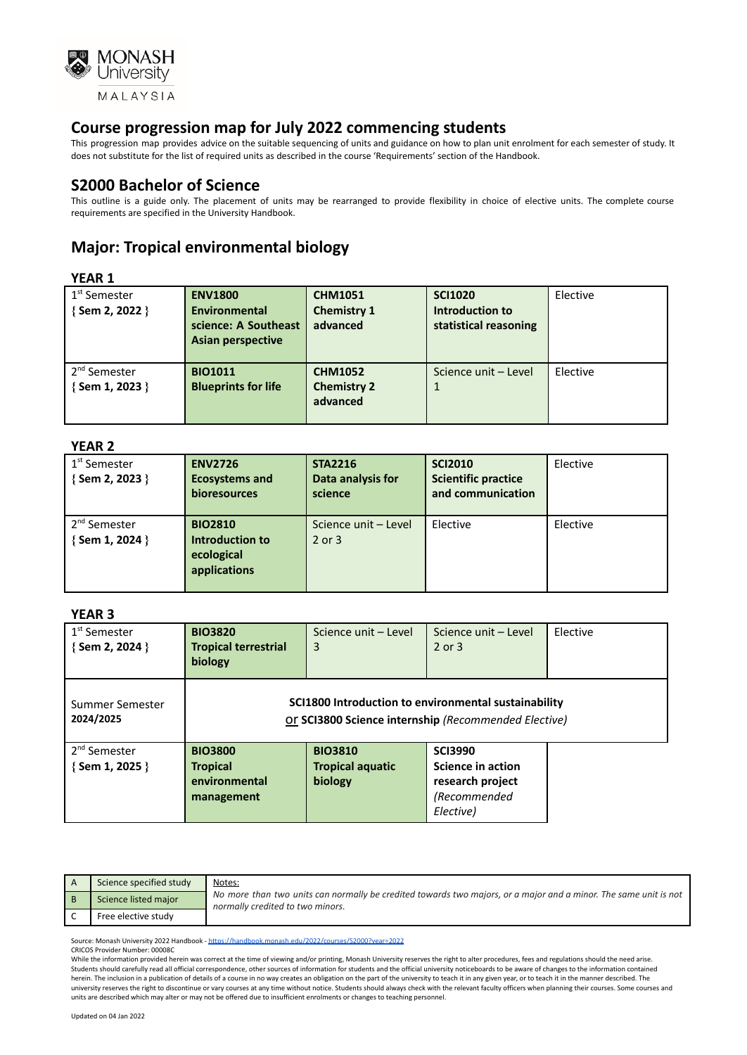MONASH University MALAYSIA

## Course progression map for July 2022 commencing students

This progression map provides advice on the suitable sequencing of units and guidance on how to plan unit enrolment for each semester of study. It does not substitute for the list of required units as described in the course 'Requirements' section of the Handbook.

## S2000 Bachelor of Science

This outline is a guide only. The placement of units may be rearranged to provide flexibility in choice of elective units. The complete course requirements are specified in the University Handbook.

## Major: Tropical environmental biology

### YEAR 1

| | | | | |
|---|---|---|---|---|
| 1st Semester { **Sem 2, 2022** } | **ENV1800 Environmental science: A Southeast Asian perspective** | **CHM1051 Chemistry 1 advanced** | **SCI1020 Introduction to statistical reasoning** | Elective |
| 2nd Semester { **Sem 1, 2023** } | **BIO1011 Blueprints for life** | **CHM1052 Chemistry 2 advanced** | Science unit – Level 1 | Elective |

### YEAR 2

| | | | | |
|---|---|---|---|---|
| 1st Semester { **Sem 2, 2023** } | **ENV2726 Ecosystems and bioresources** | **STA2216 Data analysis for science** | **SCI2010 Scientific practice and communication** | Elective |
| 2nd Semester { **Sem 1, 2024** } | **BIO2810 Introduction to ecological applications** | Science unit – Level 2 or 3 | Elective | Elective |

### YEAR 3

| | | | | |
|---|---|---|---|---|
| 1st Semester { **Sem 2, 2024** } | **BIO3820 Tropical terrestrial biology** | Science unit – Level 3 | Science unit – Level 2 or 3 | Elective |
| Summer Semester **2024/2025** | **SCI1800 Introduction to environmental sustainability** or **SCI3800 Science internship** *(Recommended Elective)* | | | |
| 2nd Semester { **Sem 1, 2025** } | **BIO3800 Tropical environmental management** | **BIO3810 Tropical aquatic biology** | **SCI3990 Science in action research project** *(Recommended Elective)* | |

| | | Notes: |
|---|---|---|
| A | Science specified study | *No more than two units can normally be credited towards two majors, or a major and a minor. The same unit is not normally credited to two minors.* |
| B | Science listed major | |
| C | Free elective study | |

Source: Monash University 2022 Handbook - https://handbook.monash.edu/2022/courses/S2000?year=2022
CRICOS Provider Number: 00008C
While the information provided herein was correct at the time of viewing and/or printing, Monash University reserves the right to alter procedures, fees and regulations should the need arise. Students should carefully read all official correspondence, other sources of information for students and the official university noticeboards to be aware of changes to the information contained herein. The inclusion in a publication of details of a course in no way creates an obligation on the part of the university to teach it in any given year, or to teach it in the manner described. The university reserves the right to discontinue or vary courses at any time without notice. Students should always check with the relevant faculty officers when planning their courses. Some courses and units are described which may alter or may not be offered due to insufficient enrolments or changes to teaching personnel.

Updated on 04 Jan 2022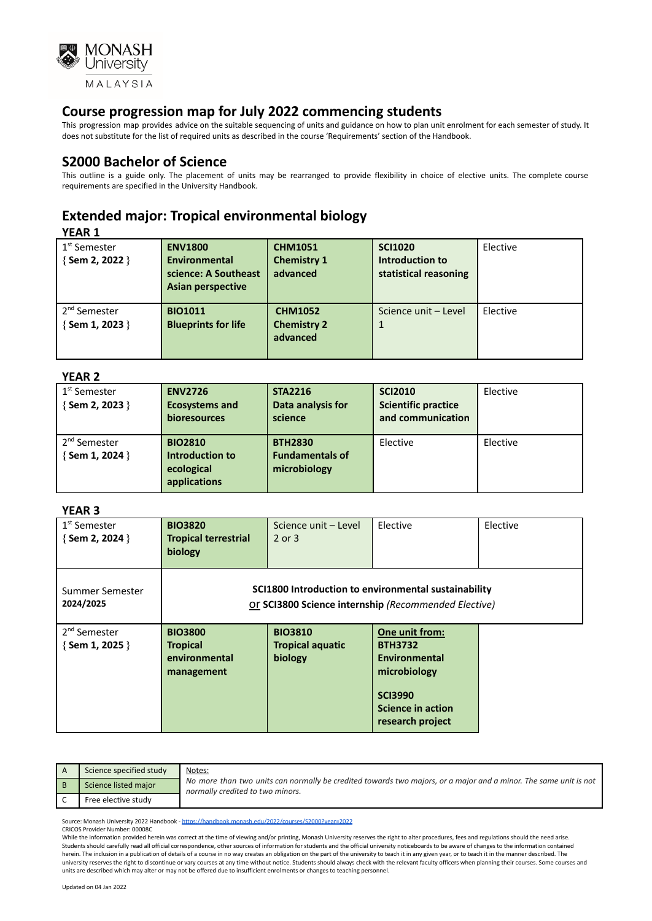MONASH University MALAYSIA

# Course progression map for July 2022 commencing students

This progression map provides advice on the suitable sequencing of units and guidance on how to plan unit enrolment for each semester of study. It does not substitute for the list of required units as described in the course 'Requirements' section of the Handbook.

## S2000 Bachelor of Science

This outline is a guide only. The placement of units may be rearranged to provide flexibility in choice of elective units. The complete course requirements are specified in the University Handbook.

## Extended major: Tropical environmental biology

### YEAR 1

| | | | | |
|---|---|---|---|---|
| 1st Semester { **Sem 2, 2022** } | **ENV1800 Environmental science: A Southeast Asian perspective** | **CHM1051 Chemistry 1 advanced** | **SCI1020 Introduction to statistical reasoning** | Elective |
| 2nd Semester { **Sem 1, 2023** } | **BIO1011 Blueprints for life** | **CHM1052 Chemistry 2 advanced** | Science unit – Level 1 | Elective |

### YEAR 2

| | | | | |
|---|---|---|---|---|
| 1st Semester { **Sem 2, 2023** } | **ENV2726 Ecosystems and bioresources** | **STA2216 Data analysis for science** | **SCI2010 Scientific practice and communication** | Elective |
| 2nd Semester { **Sem 1, 2024** } | **BIO2810 Introduction to ecological applications** | **BTH2830 Fundamentals of microbiology** | Elective | Elective |

### YEAR 3

| | | | | |
|---|---|---|---|---|
| 1st Semester { **Sem 2, 2024** } | **BIO3820 Tropical terrestrial biology** | Science unit – Level 2 or 3 | Elective | Elective |
| Summer Semester **2024/2025** | **SCI1800 Introduction to environmental sustainability** or **SCI3800 Science internship** *(Recommended Elective)* | | | |
| 2nd Semester { **Sem 1, 2025** } | **BIO3800 Tropical environmental management** | **BIO3810 Tropical aquatic biology** | **One unit from:** **BTH3732 Environmental microbiology** **SCI3990 Science in action research project** | |

| | | |
|---|---|---|
| A | Science specified study | Notes: *No more than two units can normally be credited towards two majors, or a major and a minor. The same unit is not normally credited to two minors.* |
| B | Science listed major | |
| C | Free elective study | |

Source: Monash University 2022 Handbook - https://handbook.monash.edu/2022/courses/S2000?year=2022
CRICOS Provider Number: 00008C
While the information provided herein was correct at the time of viewing and/or printing, Monash University reserves the right to alter procedures, fees and regulations should the need arise. Students should carefully read all official correspondence, other sources of information for students and the official university noticeboards to be aware of changes to the information contained herein. The inclusion in a publication of details of a course in no way creates an obligation on the part of the university to teach it in any given year, or to teach it in the manner described. The university reserves the right to discontinue or vary courses at any time without notice. Students should always check with the relevant faculty officers when planning their courses. Some courses and units are described which may alter or may not be offered due to insufficient enrolments or changes to teaching personnel.

Updated on 04 Jan 2022